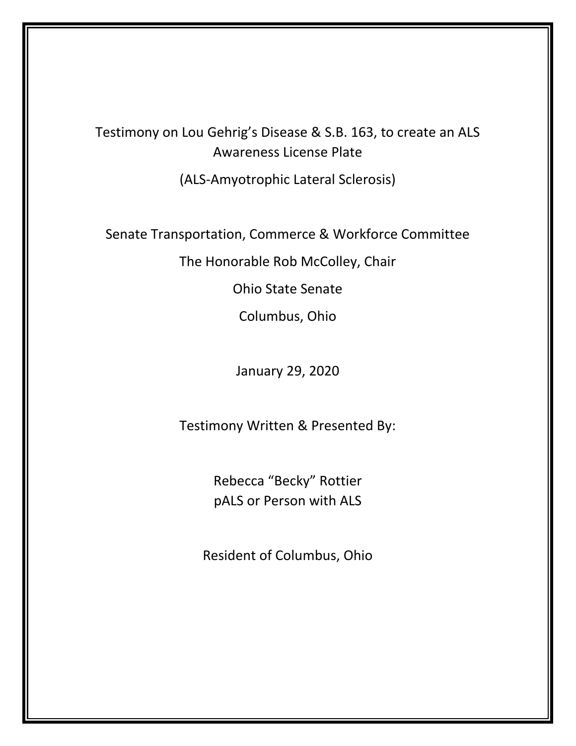Testimony on Lou Gehrig's Disease & S.B. 163, to create an ALS Awareness License Plate

(ALS-Amyotrophic Lateral Sclerosis)

Senate Transportation, Commerce & Workforce Committee

The Honorable Rob McColley, Chair

Ohio State Senate

Columbus, Ohio

January 29, 2020

Testimony Written & Presented By:

Rebecca "Becky" Rottier
pALS or Person with ALS

Resident of Columbus, Ohio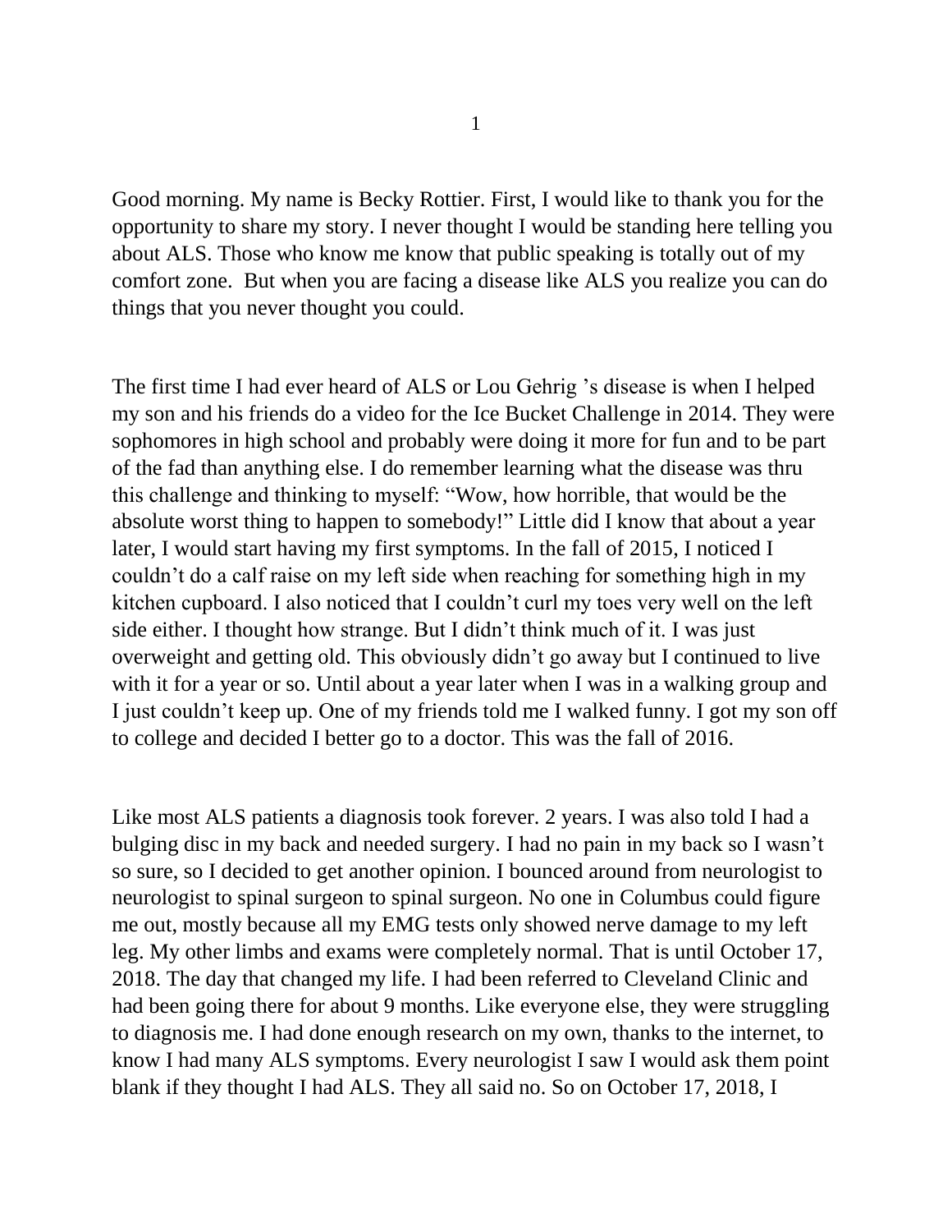Good morning. My name is Becky Rottier. First, I would like to thank you for the opportunity to share my story. I never thought I would be standing here telling you about ALS. Those who know me know that public speaking is totally out of my comfort zone. But when you are facing a disease like ALS you realize you can do things that you never thought you could.

The first time I had ever heard of ALS or Lou Gehrig 's disease is when I helped my son and his friends do a video for the Ice Bucket Challenge in 2014. They were sophomores in high school and probably were doing it more for fun and to be part of the fad than anything else. I do remember learning what the disease was thru this challenge and thinking to myself: "Wow, how horrible, that would be the absolute worst thing to happen to somebody!" Little did I know that about a year later, I would start having my first symptoms. In the fall of 2015, I noticed I couldn't do a calf raise on my left side when reaching for something high in my kitchen cupboard. I also noticed that I couldn't curl my toes very well on the left side either. I thought how strange. But I didn't think much of it. I was just overweight and getting old. This obviously didn't go away but I continued to live with it for a year or so. Until about a year later when I was in a walking group and I just couldn't keep up. One of my friends told me I walked funny. I got my son off to college and decided I better go to a doctor. This was the fall of 2016.

Like most ALS patients a diagnosis took forever. 2 years. I was also told I had a bulging disc in my back and needed surgery. I had no pain in my back so I wasn't so sure, so I decided to get another opinion. I bounced around from neurologist to neurologist to spinal surgeon to spinal surgeon. No one in Columbus could figure me out, mostly because all my EMG tests only showed nerve damage to my left leg. My other limbs and exams were completely normal. That is until October 17, 2018. The day that changed my life. I had been referred to Cleveland Clinic and had been going there for about 9 months. Like everyone else, they were struggling to diagnosis me. I had done enough research on my own, thanks to the internet, to know I had many ALS symptoms. Every neurologist I saw I would ask them point blank if they thought I had ALS. They all said no. So on October 17, 2018, I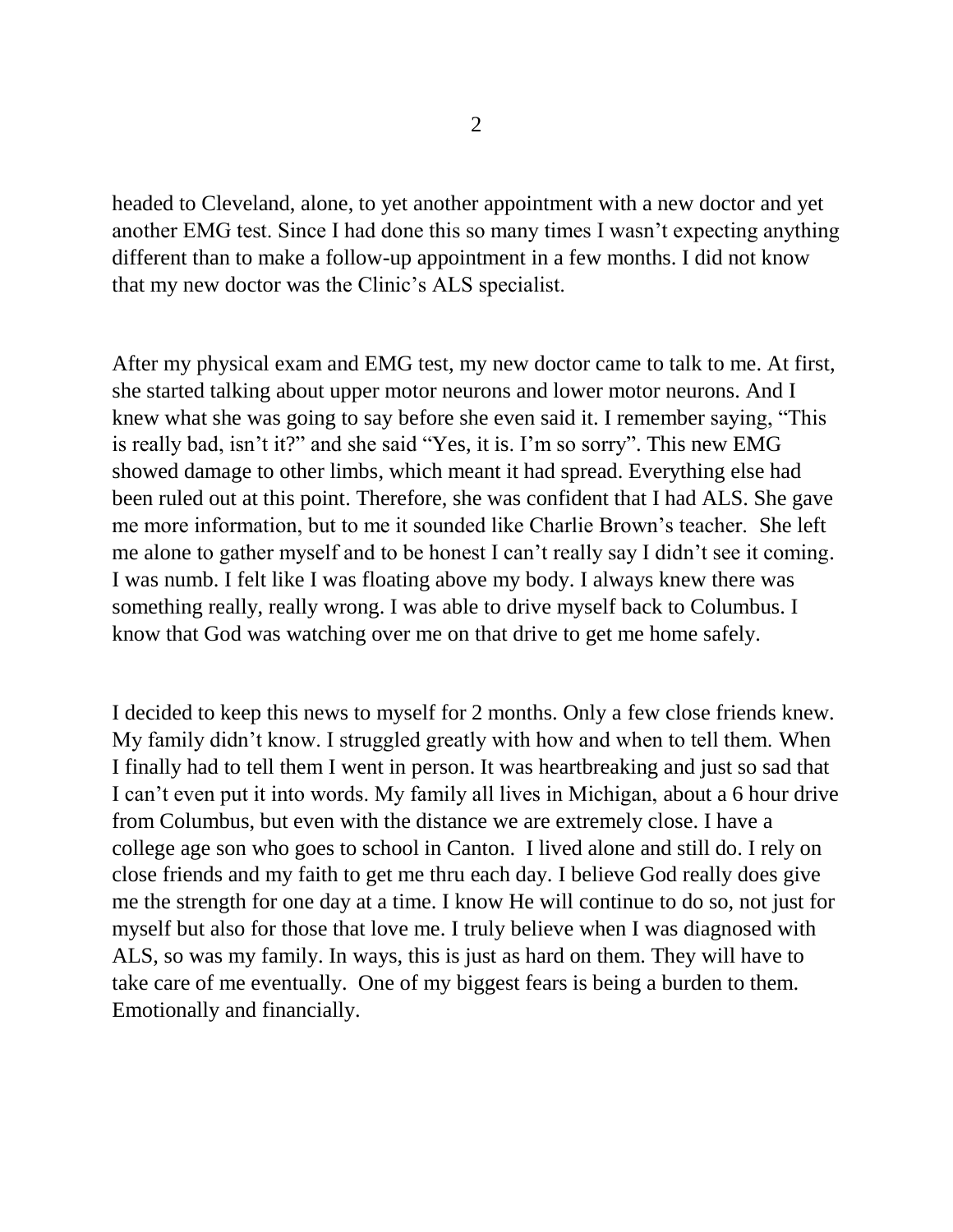headed to Cleveland, alone, to yet another appointment with a new doctor and yet another EMG test. Since I had done this so many times I wasn't expecting anything different than to make a follow-up appointment in a few months. I did not know that my new doctor was the Clinic's ALS specialist.

After my physical exam and EMG test, my new doctor came to talk to me. At first, she started talking about upper motor neurons and lower motor neurons. And I knew what she was going to say before she even said it. I remember saying, "This is really bad, isn't it?" and she said "Yes, it is. I'm so sorry". This new EMG showed damage to other limbs, which meant it had spread. Everything else had been ruled out at this point. Therefore, she was confident that I had ALS. She gave me more information, but to me it sounded like Charlie Brown's teacher. She left me alone to gather myself and to be honest I can't really say I didn't see it coming. I was numb. I felt like I was floating above my body. I always knew there was something really, really wrong. I was able to drive myself back to Columbus. I know that God was watching over me on that drive to get me home safely.

I decided to keep this news to myself for 2 months. Only a few close friends knew. My family didn't know. I struggled greatly with how and when to tell them. When I finally had to tell them I went in person. It was heartbreaking and just so sad that I can't even put it into words. My family all lives in Michigan, about a 6 hour drive from Columbus, but even with the distance we are extremely close. I have a college age son who goes to school in Canton. I lived alone and still do. I rely on close friends and my faith to get me thru each day. I believe God really does give me the strength for one day at a time. I know He will continue to do so, not just for myself but also for those that love me. I truly believe when I was diagnosed with ALS, so was my family. In ways, this is just as hard on them. They will have to take care of me eventually. One of my biggest fears is being a burden to them. Emotionally and financially.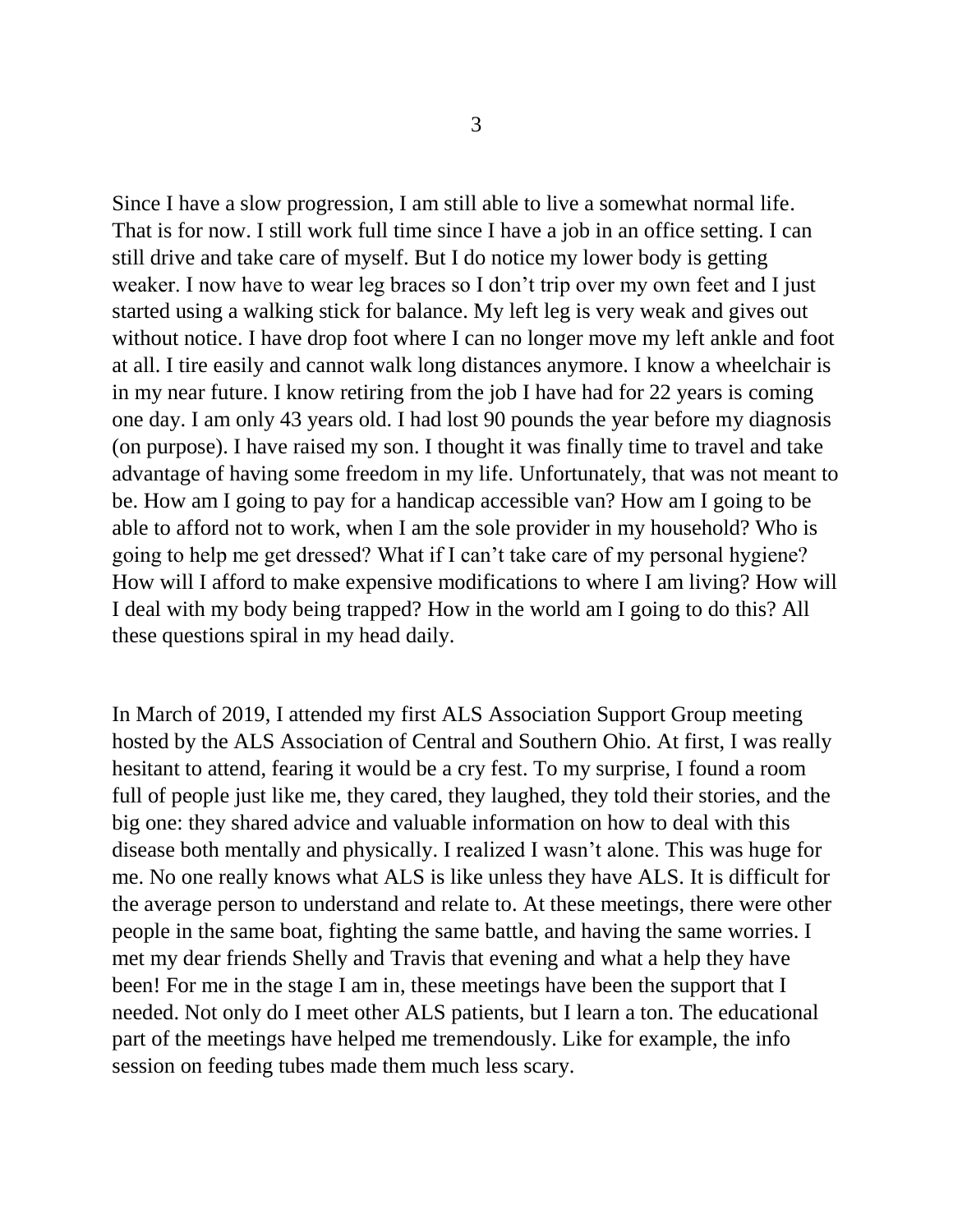Since I have a slow progression, I am still able to live a somewhat normal life. That is for now. I still work full time since I have a job in an office setting. I can still drive and take care of myself. But I do notice my lower body is getting weaker. I now have to wear leg braces so I don't trip over my own feet and I just started using a walking stick for balance. My left leg is very weak and gives out without notice. I have drop foot where I can no longer move my left ankle and foot at all. I tire easily and cannot walk long distances anymore. I know a wheelchair is in my near future. I know retiring from the job I have had for 22 years is coming one day. I am only 43 years old. I had lost 90 pounds the year before my diagnosis (on purpose). I have raised my son. I thought it was finally time to travel and take advantage of having some freedom in my life. Unfortunately, that was not meant to be. How am I going to pay for a handicap accessible van? How am I going to be able to afford not to work, when I am the sole provider in my household? Who is going to help me get dressed? What if I can't take care of my personal hygiene? How will I afford to make expensive modifications to where I am living? How will I deal with my body being trapped? How in the world am I going to do this? All these questions spiral in my head daily.

In March of 2019, I attended my first ALS Association Support Group meeting hosted by the ALS Association of Central and Southern Ohio. At first, I was really hesitant to attend, fearing it would be a cry fest. To my surprise, I found a room full of people just like me, they cared, they laughed, they told their stories, and the big one: they shared advice and valuable information on how to deal with this disease both mentally and physically. I realized I wasn't alone. This was huge for me. No one really knows what ALS is like unless they have ALS. It is difficult for the average person to understand and relate to. At these meetings, there were other people in the same boat, fighting the same battle, and having the same worries. I met my dear friends Shelly and Travis that evening and what a help they have been! For me in the stage I am in, these meetings have been the support that I needed. Not only do I meet other ALS patients, but I learn a ton. The educational part of the meetings have helped me tremendously. Like for example, the info session on feeding tubes made them much less scary.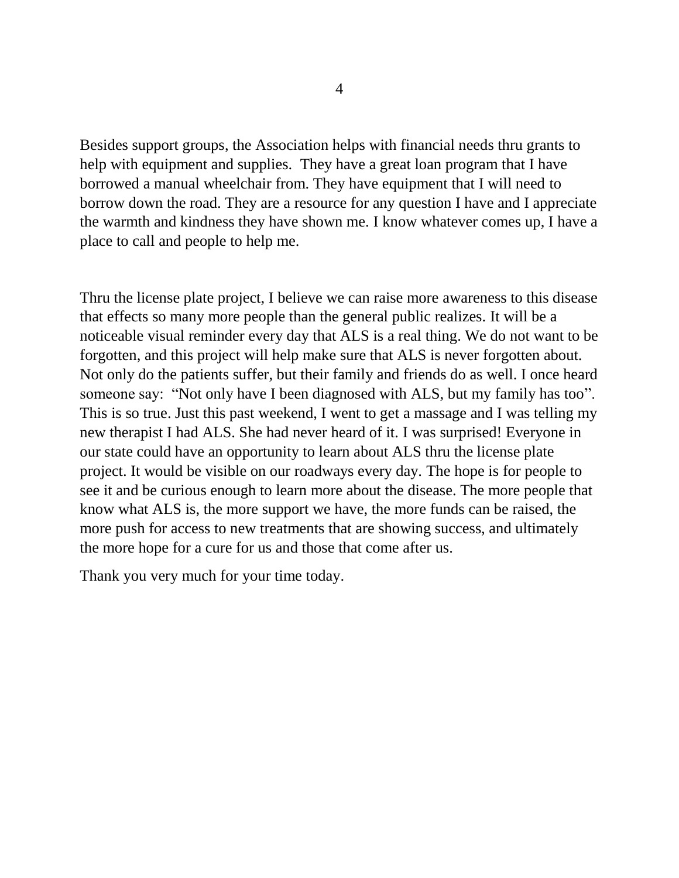Besides support groups, the Association helps with financial needs thru grants to help with equipment and supplies. They have a great loan program that I have borrowed a manual wheelchair from. They have equipment that I will need to borrow down the road. They are a resource for any question I have and I appreciate the warmth and kindness they have shown me. I know whatever comes up, I have a place to call and people to help me.

Thru the license plate project, I believe we can raise more awareness to this disease that effects so many more people than the general public realizes. It will be a noticeable visual reminder every day that ALS is a real thing. We do not want to be forgotten, and this project will help make sure that ALS is never forgotten about. Not only do the patients suffer, but their family and friends do as well. I once heard someone say: "Not only have I been diagnosed with ALS, but my family has too". This is so true. Just this past weekend, I went to get a massage and I was telling my new therapist I had ALS. She had never heard of it. I was surprised! Everyone in our state could have an opportunity to learn about ALS thru the license plate project. It would be visible on our roadways every day. The hope is for people to see it and be curious enough to learn more about the disease. The more people that know what ALS is, the more support we have, the more funds can be raised, the more push for access to new treatments that are showing success, and ultimately the more hope for a cure for us and those that come after us.

Thank you very much for your time today.